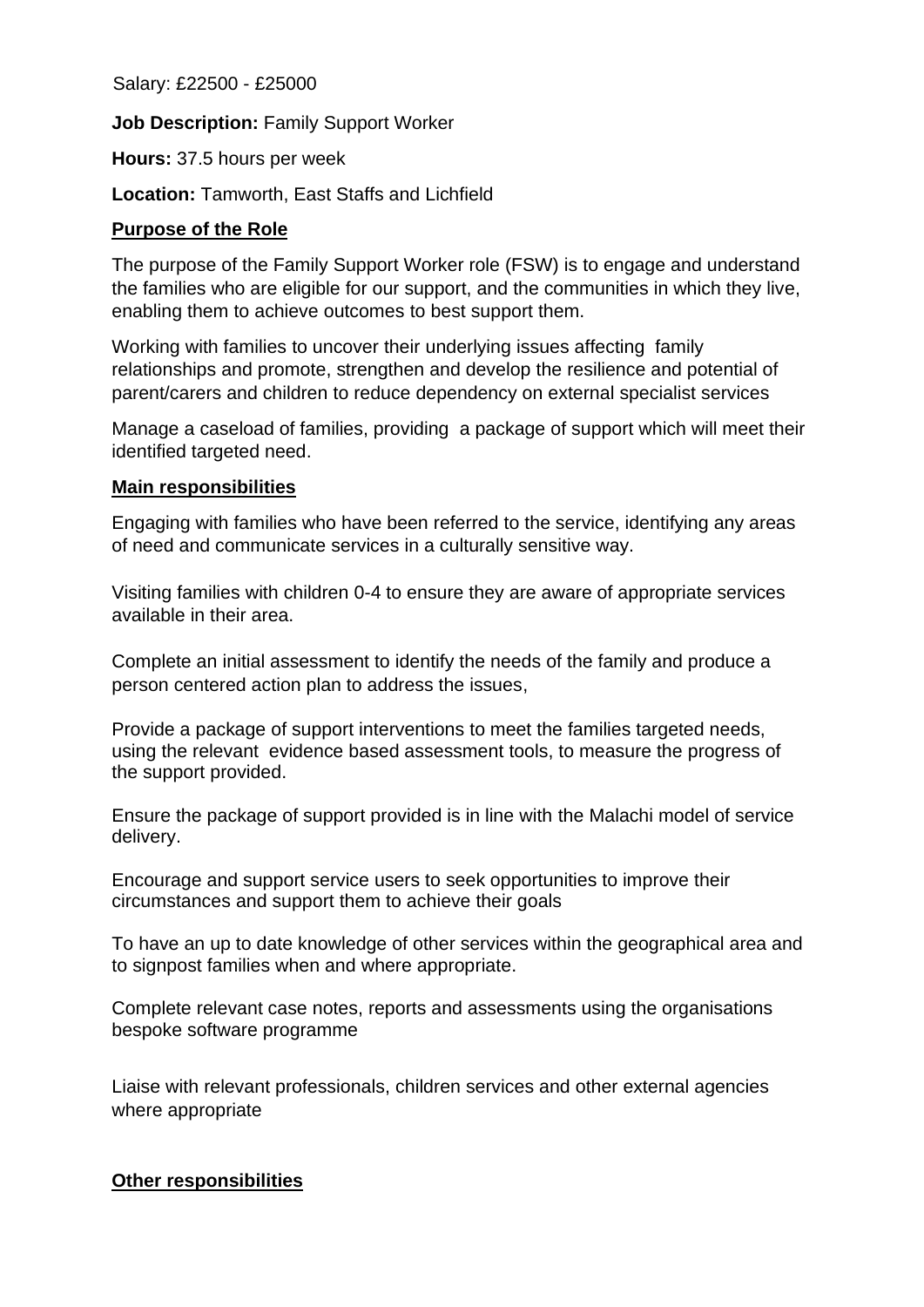Salary: £22500 - £25000

**Job Description:** Family Support Worker

**Hours:** 37.5 hours per week

**Location:** Tamworth, East Staffs and Lichfield

## Purpose of the Role

The purpose of the Family Support Worker role (FSW) is to engage and understand the families who are eligible for our support, and the communities in which they live, enabling them to achieve outcomes to best support them.

Working with families to uncover their underlying issues affecting family relationships and promote, strengthen and develop the resilience and potential of parent/carers and children to reduce dependency on external specialist services

Manage a caseload of families, providing a package of support which will meet their identified targeted need.

## Main responsibilities

Engaging with families who have been referred to the service, identifying any areas of need and communicate services in a culturally sensitive way.

Visiting families with children 0-4 to ensure they are aware of appropriate services available in their area.

Complete an initial assessment to identify the needs of the family and produce a person centered action plan to address the issues,

Provide a package of support interventions to meet the families targeted needs, using the relevant evidence based assessment tools, to measure the progress of the support provided.

Ensure the package of support provided is in line with the Malachi model of service delivery.

Encourage and support service users to seek opportunities to improve their circumstances and support them to achieve their goals

To have an up to date knowledge of other services within the geographical area and to signpost families when and where appropriate.

Complete relevant case notes, reports and assessments using the organisations bespoke software programme

Liaise with relevant professionals, children services and other external agencies where appropriate

## Other responsibilities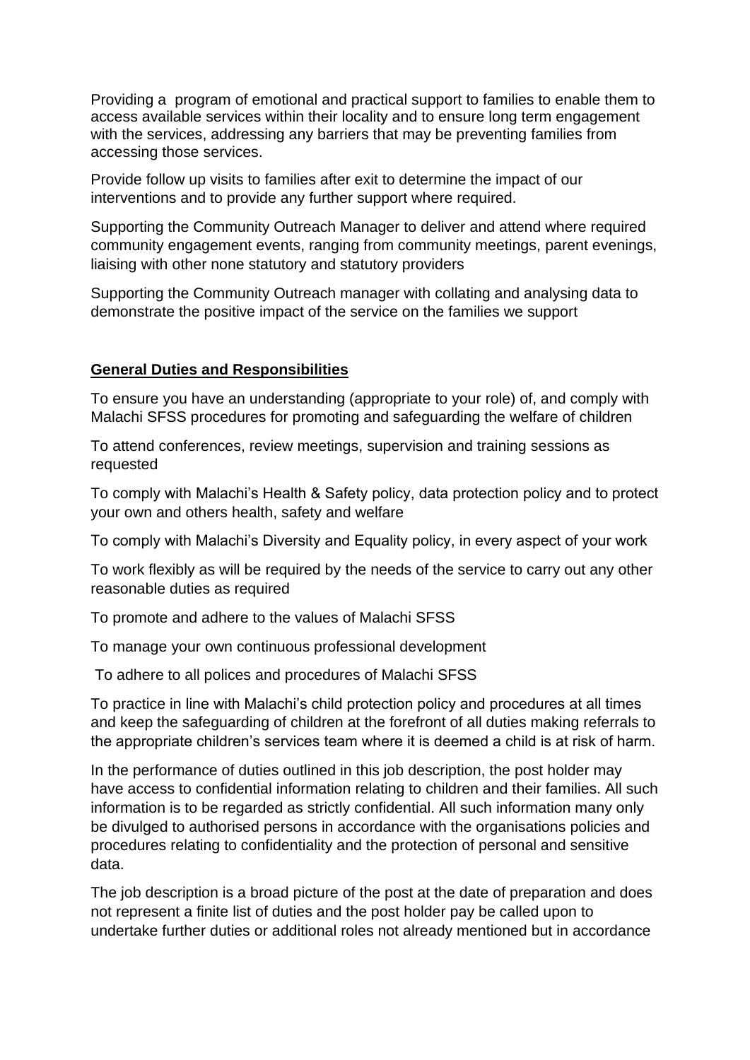Providing a program of emotional and practical support to families to enable them to access available services within their locality and to ensure long term engagement with the services, addressing any barriers that may be preventing families from accessing those services.

Provide follow up visits to families after exit to determine the impact of our interventions and to provide any further support where required.

Supporting the Community Outreach Manager to deliver and attend where required community engagement events, ranging from community meetings, parent evenings, liaising with other none statutory and statutory providers

Supporting the Community Outreach manager with collating and analysing data to demonstrate the positive impact of the service on the families we support

**General Duties and Responsibilities**

To ensure you have an understanding (appropriate to your role) of, and comply with Malachi SFSS procedures for promoting and safeguarding the welfare of children

To attend conferences, review meetings, supervision and training sessions as requested

To comply with Malachi's Health & Safety policy, data protection policy and to protect your own and others health, safety and welfare

To comply with Malachi's Diversity and Equality policy, in every aspect of your work

To work flexibly as will be required by the needs of the service to carry out any other reasonable duties as required

To promote and adhere to the values of Malachi SFSS

To manage your own continuous professional development

To adhere to all polices and procedures of Malachi SFSS

To practice in line with Malachi's child protection policy and procedures at all times and keep the safeguarding of children at the forefront of all duties making referrals to the appropriate children's services team where it is deemed a child is at risk of harm.

In the performance of duties outlined in this job description, the post holder may have access to confidential information relating to children and their families. All such information is to be regarded as strictly confidential. All such information many only be divulged to authorised persons in accordance with the organisations policies and procedures relating to confidentiality and the protection of personal and sensitive data.

The job description is a broad picture of the post at the date of preparation and does not represent a finite list of duties and the post holder pay be called upon to undertake further duties or additional roles not already mentioned but in accordance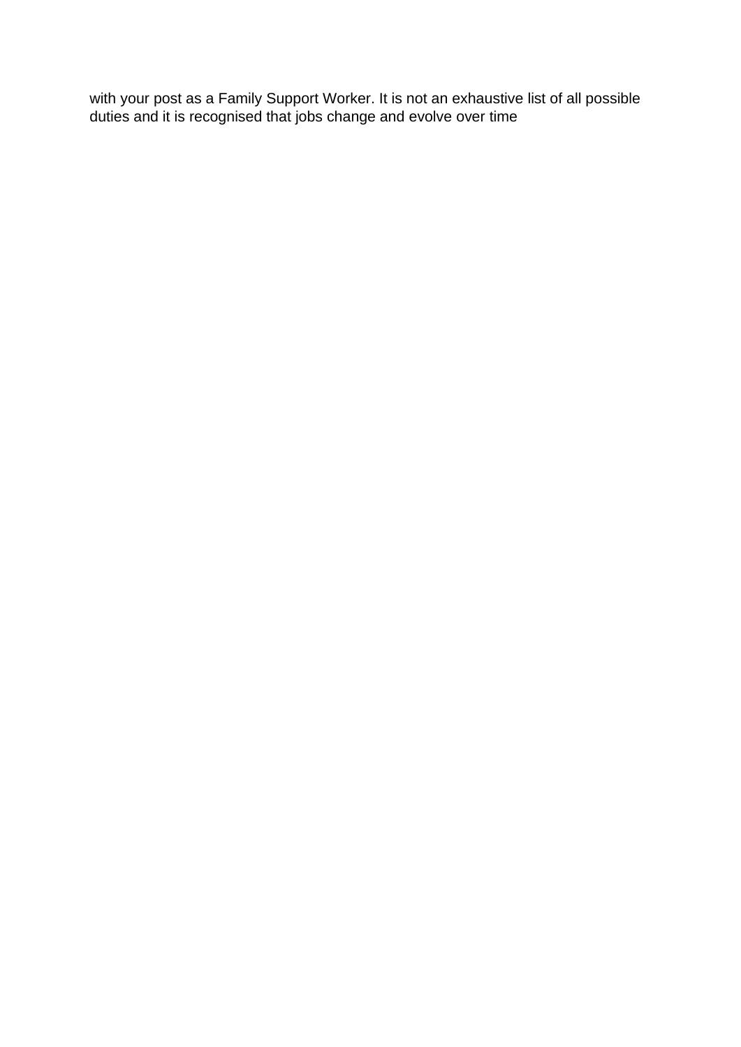with your post as a Family Support Worker. It is not an exhaustive list of all possible duties and it is recognised that jobs change and evolve over time